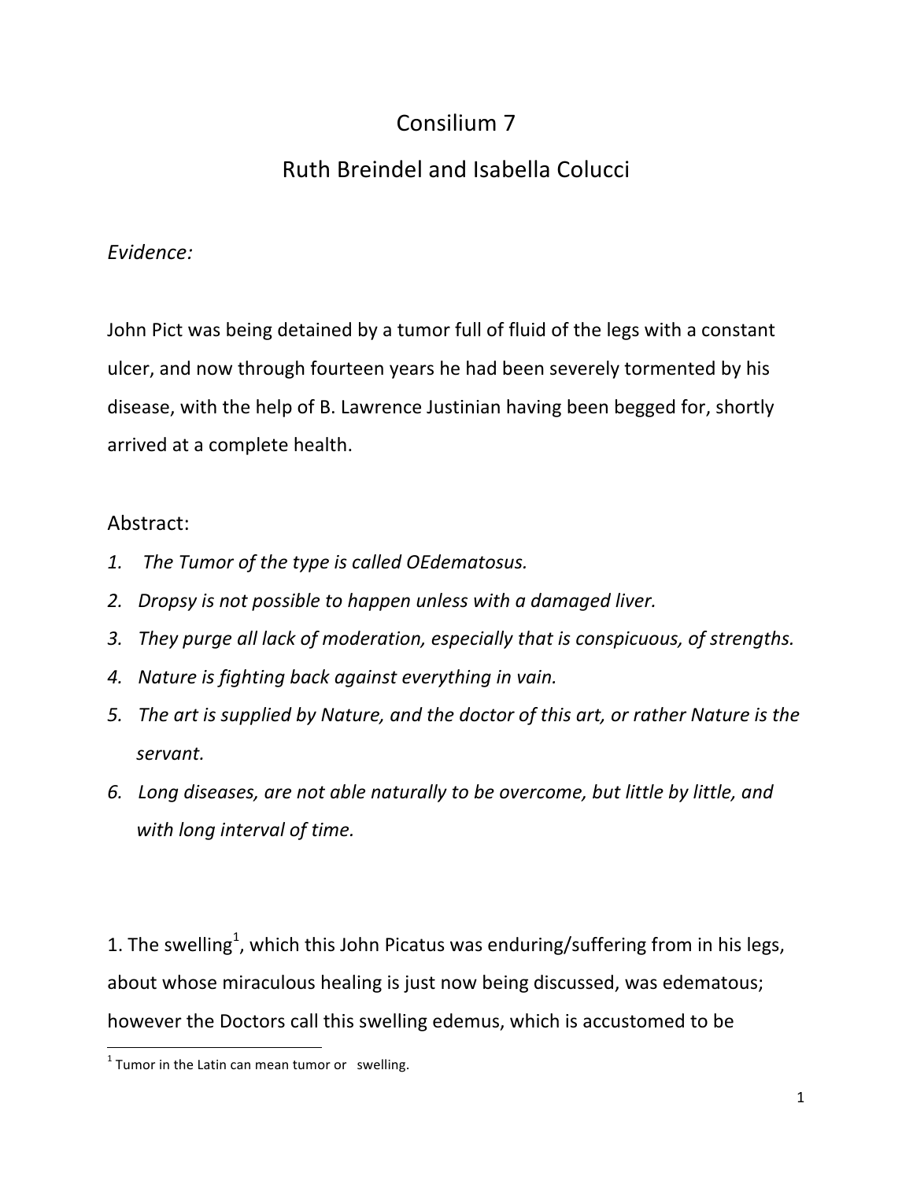# Consilium 7

## Ruth Breindel and Isabella Colucci

*Evidence:*

John Pict was being detained by a tumor full of fluid of the legs with a constant ulcer, and now through fourteen years he had been severely tormented by his disease, with the help of B. Lawrence Justinian having been begged for, shortly arrived at a complete health.

Abstract:

1. *The Tumor of the type is called OEdematosus.*
2. *Dropsy is not possible to happen unless with a damaged liver.*
3. *They purge all lack of moderation, especially that is conspicuous, of strengths.*
4. *Nature is fighting back against everything in vain.*
5. *The art is supplied by Nature, and the doctor of this art, or rather Nature is the servant.*
6. *Long diseases, are not able naturally to be overcome, but little by little, and with long interval of time.*

1. The swelling[1], which this John Picatus was enduring/suffering from in his legs, about whose miraculous healing is just now being discussed, was edematous; however the Doctors call this swelling edemus, which is accustomed to be

[1] Tumor in the Latin can mean tumor or swelling.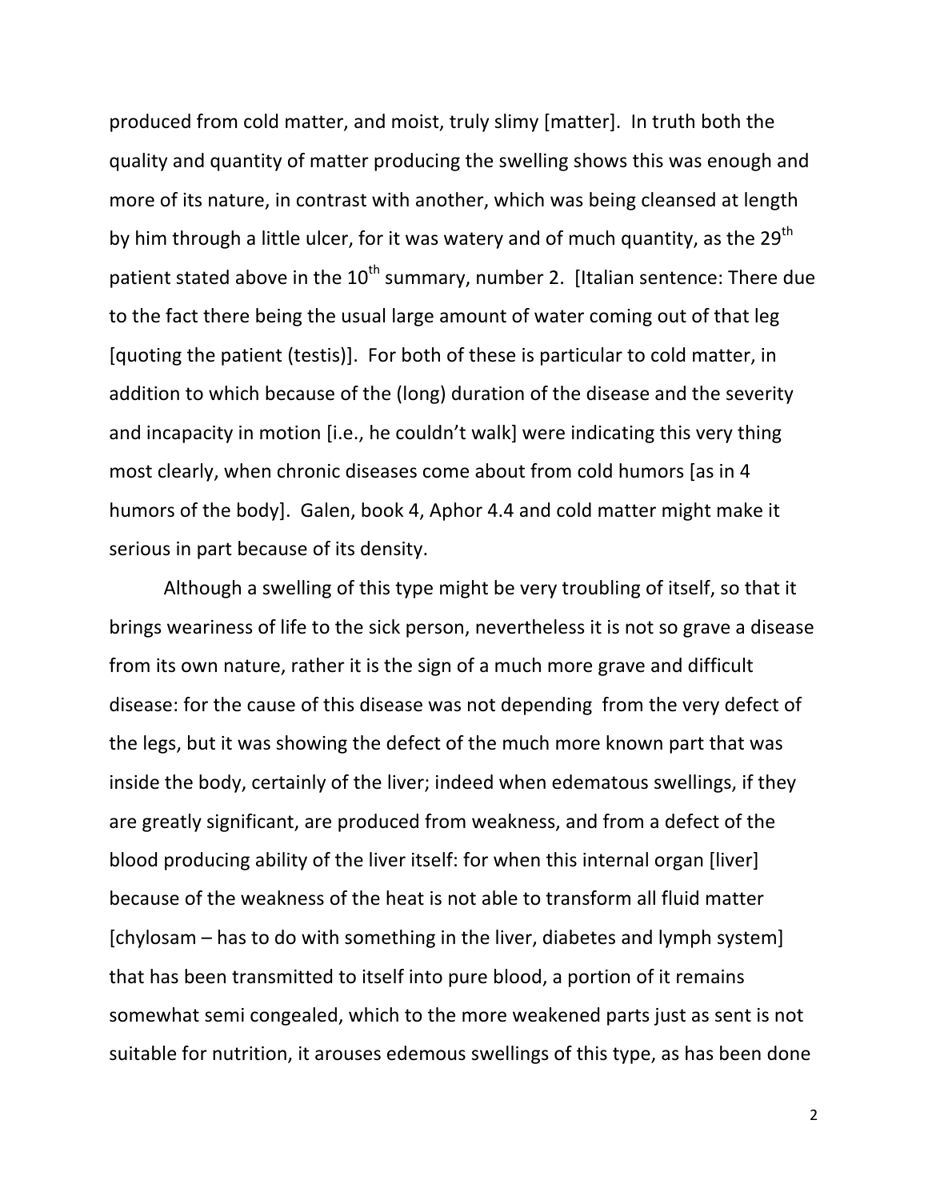produced from cold matter, and moist, truly slimy [matter]. In truth both the quality and quantity of matter producing the swelling shows this was enough and more of its nature, in contrast with another, which was being cleansed at length by him through a little ulcer, for it was watery and of much quantity, as the 29th patient stated above in the 10th summary, number 2. [Italian sentence: There due to the fact there being the usual large amount of water coming out of that leg [quoting the patient (testis)]. For both of these is particular to cold matter, in addition to which because of the (long) duration of the disease and the severity and incapacity in motion [i.e., he couldn't walk] were indicating this very thing most clearly, when chronic diseases come about from cold humors [as in 4 humors of the body]. Galen, book 4, Aphor 4.4 and cold matter might make it serious in part because of its density.

Although a swelling of this type might be very troubling of itself, so that it brings weariness of life to the sick person, nevertheless it is not so grave a disease from its own nature, rather it is the sign of a much more grave and difficult disease: for the cause of this disease was not depending from the very defect of the legs, but it was showing the defect of the much more known part that was inside the body, certainly of the liver; indeed when edematous swellings, if they are greatly significant, are produced from weakness, and from a defect of the blood producing ability of the liver itself: for when this internal organ [liver] because of the weakness of the heat is not able to transform all fluid matter [chylosam – has to do with something in the liver, diabetes and lymph system] that has been transmitted to itself into pure blood, a portion of it remains somewhat semi congealed, which to the more weakened parts just as sent is not suitable for nutrition, it arouses edemous swellings of this type, as has been done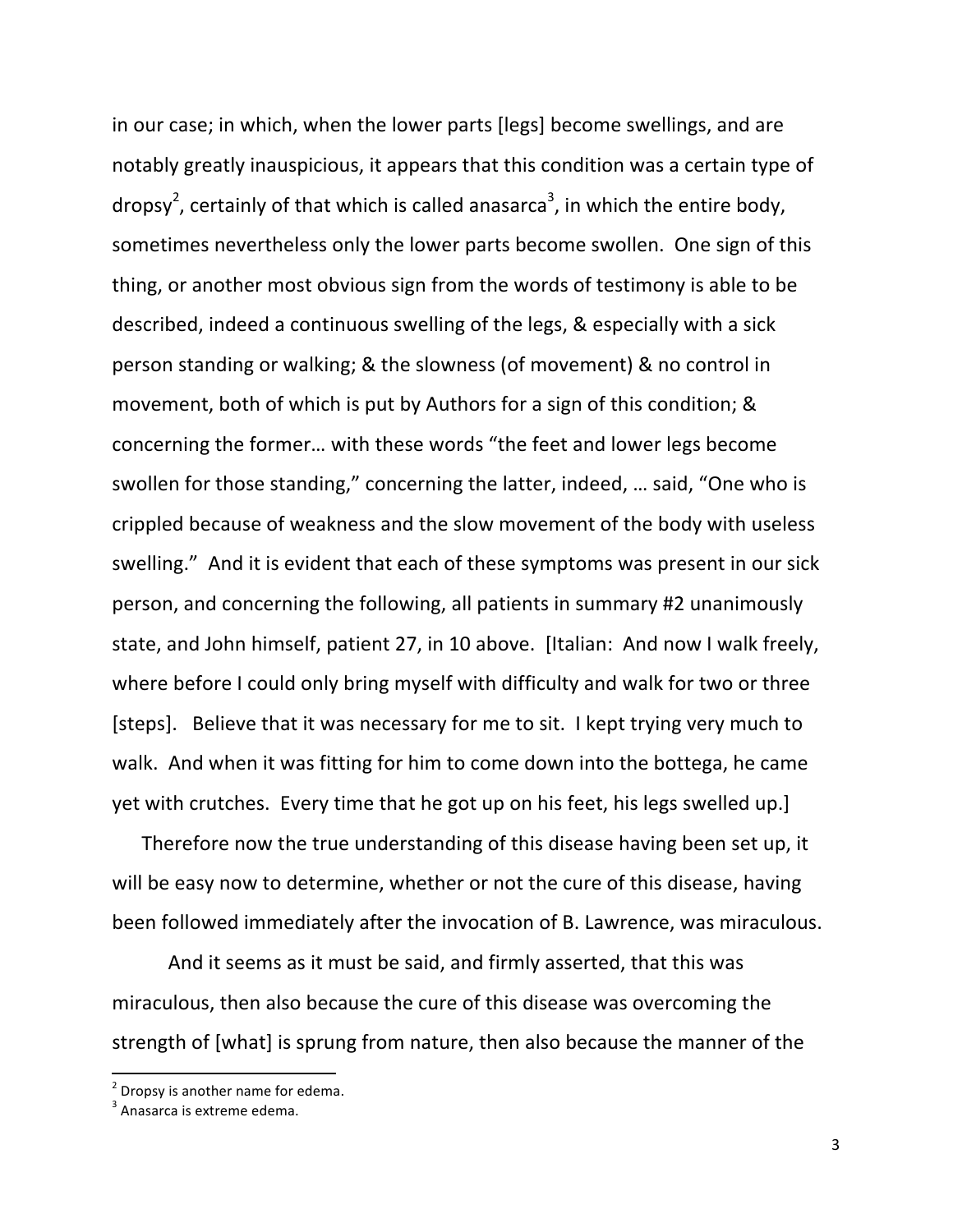in our case; in which, when the lower parts [legs] become swellings, and are notably greatly inauspicious, it appears that this condition was a certain type of dropsy[2], certainly of that which is called anasarca[3], in which the entire body, sometimes nevertheless only the lower parts become swollen. One sign of this thing, or another most obvious sign from the words of testimony is able to be described, indeed a continuous swelling of the legs, & especially with a sick person standing or walking; & the slowness (of movement) & no control in movement, both of which is put by Authors for a sign of this condition; & concerning the former… with these words "the feet and lower legs become swollen for those standing," concerning the latter, indeed, … said, "One who is crippled because of weakness and the slow movement of the body with useless swelling." And it is evident that each of these symptoms was present in our sick person, and concerning the following, all patients in summary #2 unanimously state, and John himself, patient 27, in 10 above. [Italian: And now I walk freely, where before I could only bring myself with difficulty and walk for two or three [steps]. Believe that it was necessary for me to sit. I kept trying very much to walk. And when it was fitting for him to come down into the bottega, he came yet with crutches. Every time that he got up on his feet, his legs swelled up.]

Therefore now the true understanding of this disease having been set up, it will be easy now to determine, whether or not the cure of this disease, having been followed immediately after the invocation of B. Lawrence, was miraculous.

And it seems as it must be said, and firmly asserted, that this was miraculous, then also because the cure of this disease was overcoming the strength of [what] is sprung from nature, then also because the manner of the

[2] Dropsy is another name for edema.
[3] Anasarca is extreme edema.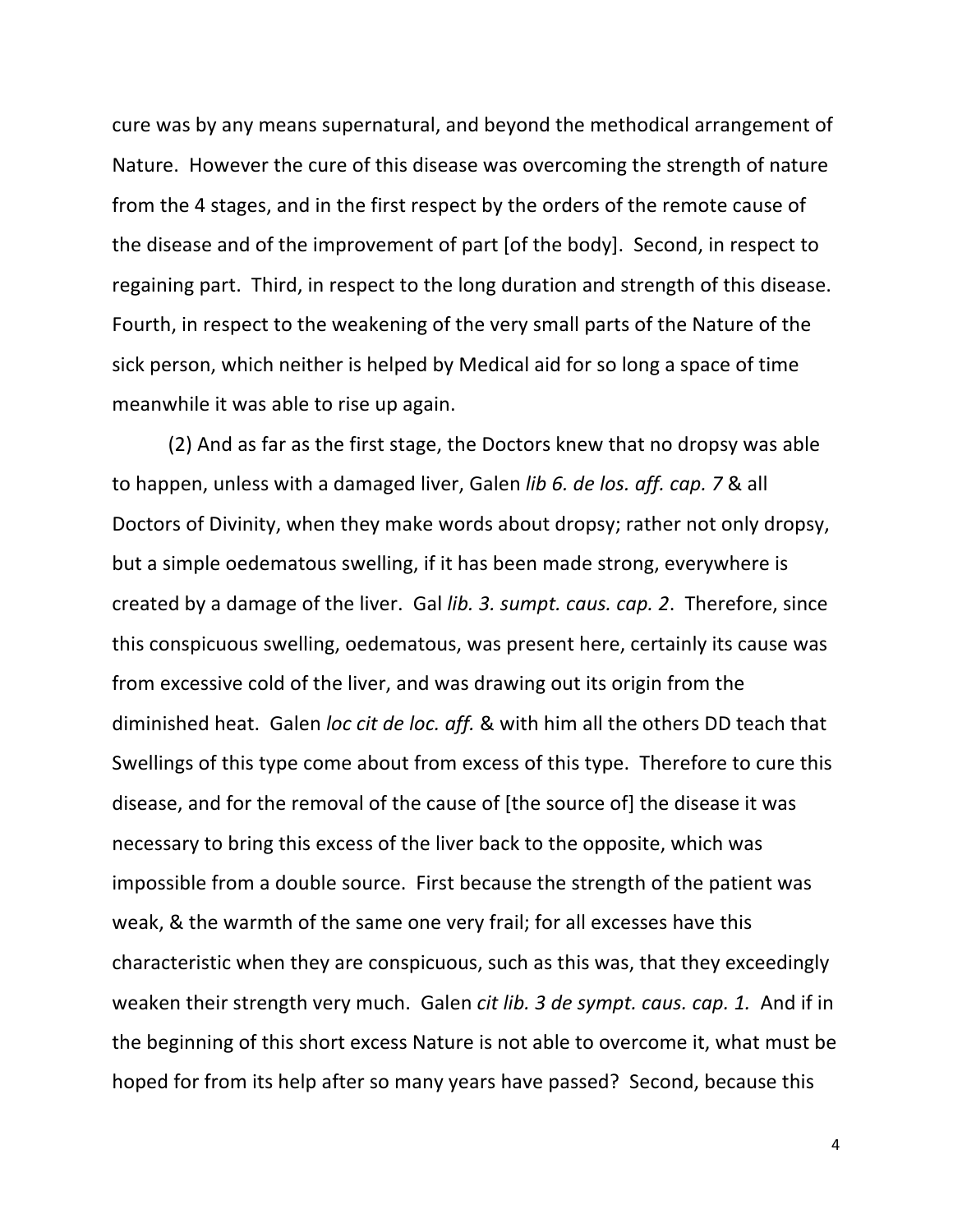cure was by any means supernatural, and beyond the methodical arrangement of Nature. However the cure of this disease was overcoming the strength of nature from the 4 stages, and in the first respect by the orders of the remote cause of the disease and of the improvement of part [of the body]. Second, in respect to regaining part. Third, in respect to the long duration and strength of this disease. Fourth, in respect to the weakening of the very small parts of the Nature of the sick person, which neither is helped by Medical aid for so long a space of time meanwhile it was able to rise up again.

(2) And as far as the first stage, the Doctors knew that no dropsy was able to happen, unless with a damaged liver, Galen *lib 6. de los. aff. cap. 7* & all Doctors of Divinity, when they make words about dropsy; rather not only dropsy, but a simple oedematous swelling, if it has been made strong, everywhere is created by a damage of the liver. Gal *lib. 3. sumpt. caus. cap. 2*. Therefore, since this conspicuous swelling, oedematous, was present here, certainly its cause was from excessive cold of the liver, and was drawing out its origin from the diminished heat. Galen *loc cit de loc. aff.* & with him all the others DD teach that Swellings of this type come about from excess of this type. Therefore to cure this disease, and for the removal of the cause of [the source of] the disease it was necessary to bring this excess of the liver back to the opposite, which was impossible from a double source. First because the strength of the patient was weak, & the warmth of the same one very frail; for all excesses have this characteristic when they are conspicuous, such as this was, that they exceedingly weaken their strength very much. Galen *cit lib. 3 de sympt. caus. cap. 1.* And if in the beginning of this short excess Nature is not able to overcome it, what must be hoped for from its help after so many years have passed? Second, because this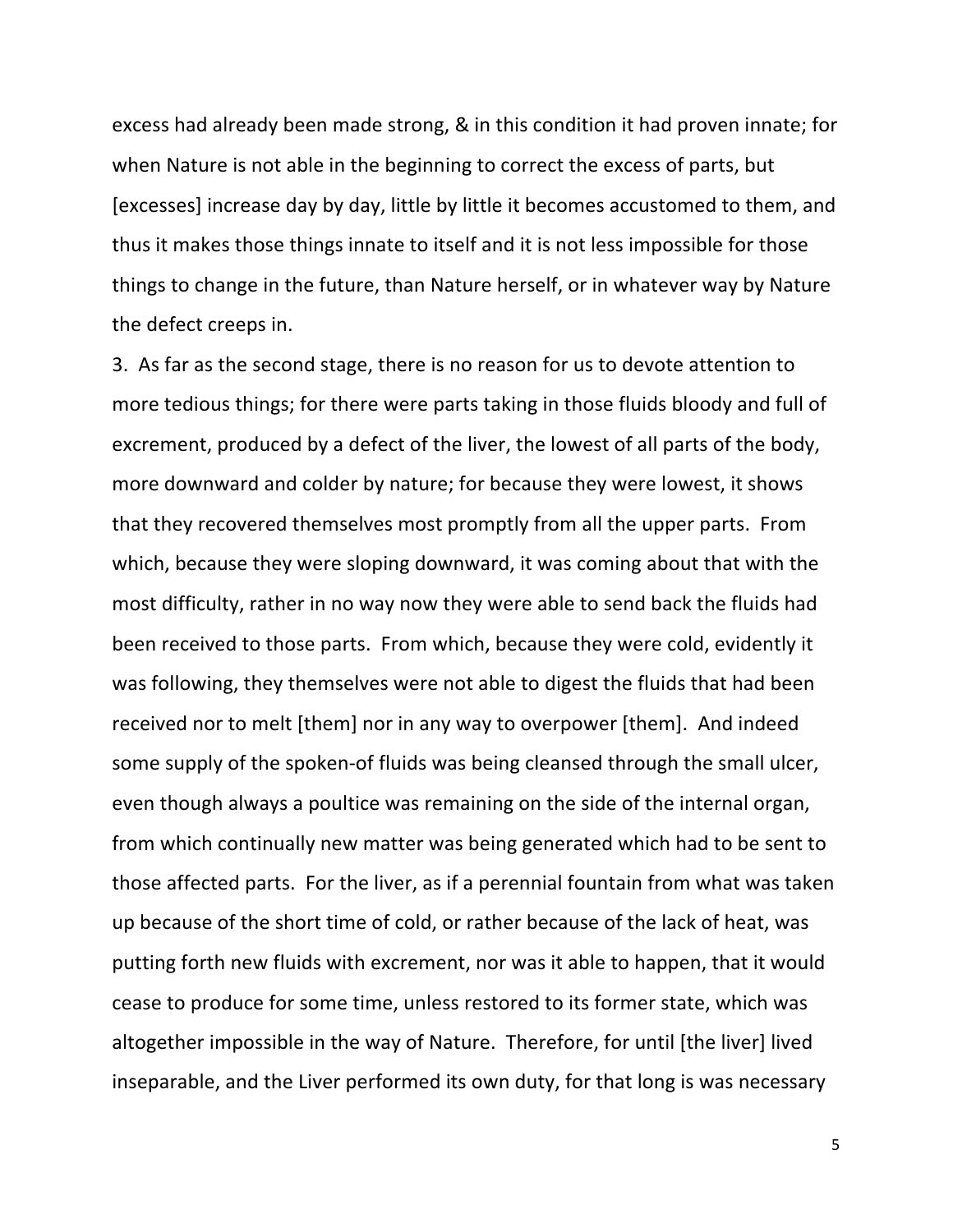excess had already been made strong, & in this condition it had proven innate; for when Nature is not able in the beginning to correct the excess of parts, but [excesses] increase day by day, little by little it becomes accustomed to them, and thus it makes those things innate to itself and it is not less impossible for those things to change in the future, than Nature herself, or in whatever way by Nature the defect creeps in.

3. As far as the second stage, there is no reason for us to devote attention to more tedious things; for there were parts taking in those fluids bloody and full of excrement, produced by a defect of the liver, the lowest of all parts of the body, more downward and colder by nature; for because they were lowest, it shows that they recovered themselves most promptly from all the upper parts. From which, because they were sloping downward, it was coming about that with the most difficulty, rather in no way now they were able to send back the fluids had been received to those parts. From which, because they were cold, evidently it was following, they themselves were not able to digest the fluids that had been received nor to melt [them] nor in any way to overpower [them]. And indeed some supply of the spoken-of fluids was being cleansed through the small ulcer, even though always a poultice was remaining on the side of the internal organ, from which continually new matter was being generated which had to be sent to those affected parts. For the liver, as if a perennial fountain from what was taken up because of the short time of cold, or rather because of the lack of heat, was putting forth new fluids with excrement, nor was it able to happen, that it would cease to produce for some time, unless restored to its former state, which was altogether impossible in the way of Nature. Therefore, for until [the liver] lived inseparable, and the Liver performed its own duty, for that long is was necessary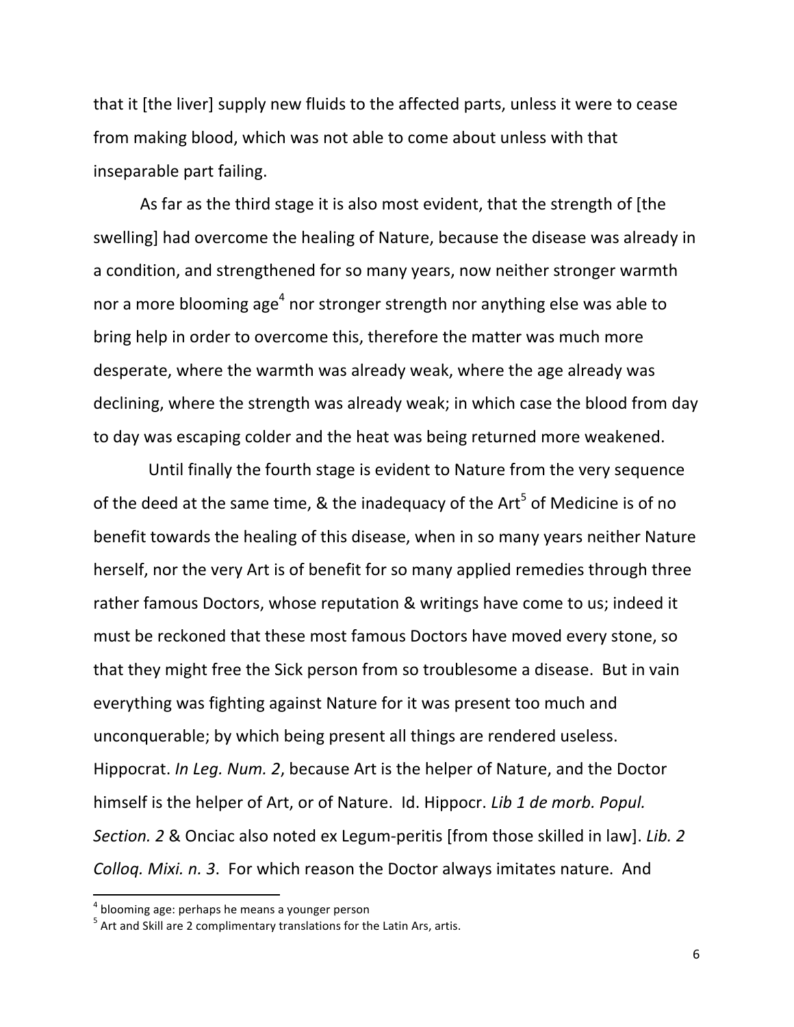that it [the liver] supply new fluids to the affected parts, unless it were to cease from making blood, which was not able to come about unless with that inseparable part failing.

As far as the third stage it is also most evident, that the strength of [the swelling] had overcome the healing of Nature, because the disease was already in a condition, and strengthened for so many years, now neither stronger warmth nor a more blooming age[4] nor stronger strength nor anything else was able to bring help in order to overcome this, therefore the matter was much more desperate, where the warmth was already weak, where the age already was declining, where the strength was already weak; in which case the blood from day to day was escaping colder and the heat was being returned more weakened.

Until finally the fourth stage is evident to Nature from the very sequence of the deed at the same time, & the inadequacy of the Art[5] of Medicine is of no benefit towards the healing of this disease, when in so many years neither Nature herself, nor the very Art is of benefit for so many applied remedies through three rather famous Doctors, whose reputation & writings have come to us; indeed it must be reckoned that these most famous Doctors have moved every stone, so that they might free the Sick person from so troublesome a disease. But in vain everything was fighting against Nature for it was present too much and unconquerable; by which being present all things are rendered useless. Hippocrat. *In Leg. Num. 2*, because Art is the helper of Nature, and the Doctor himself is the helper of Art, or of Nature. Id. Hippocr. *Lib 1 de morb. Popul. Section. 2* & Onciac also noted ex Legum-peritis [from those skilled in law]. *Lib. 2 Colloq. Mixi. n. 3*. For which reason the Doctor always imitates nature. And

---

[4] blooming age: perhaps he means a younger person

[5] Art and Skill are 2 complimentary translations for the Latin Ars, artis.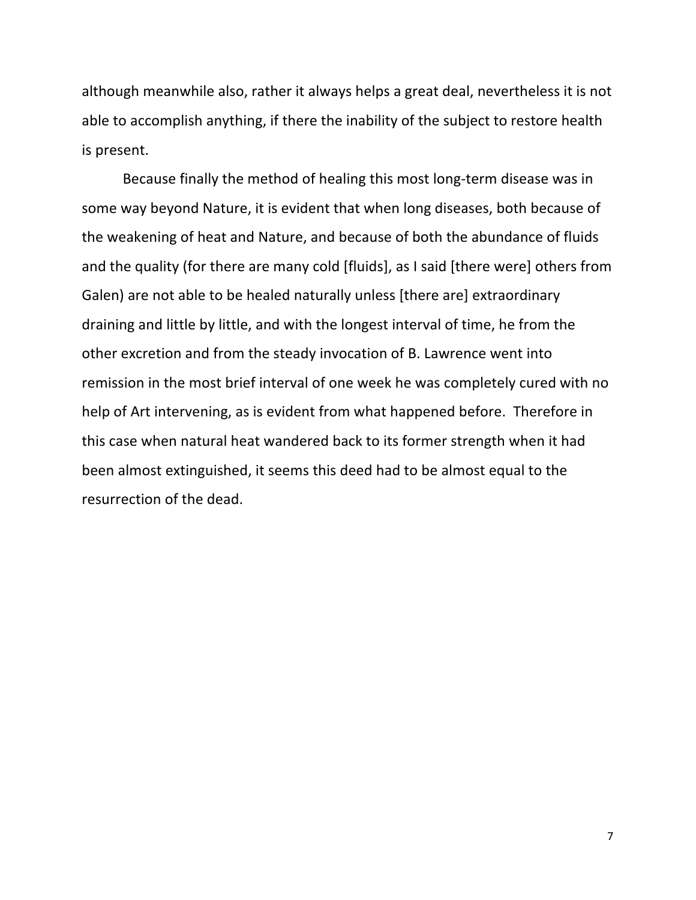although meanwhile also, rather it always helps a great deal, nevertheless it is not able to accomplish anything, if there the inability of the subject to restore health is present.

Because finally the method of healing this most long-term disease was in some way beyond Nature, it is evident that when long diseases, both because of the weakening of heat and Nature, and because of both the abundance of fluids and the quality (for there are many cold [fluids], as I said [there were] others from Galen) are not able to be healed naturally unless [there are] extraordinary draining and little by little, and with the longest interval of time, he from the other excretion and from the steady invocation of B. Lawrence went into remission in the most brief interval of one week he was completely cured with no help of Art intervening, as is evident from what happened before. Therefore in this case when natural heat wandered back to its former strength when it had been almost extinguished, it seems this deed had to be almost equal to the resurrection of the dead.